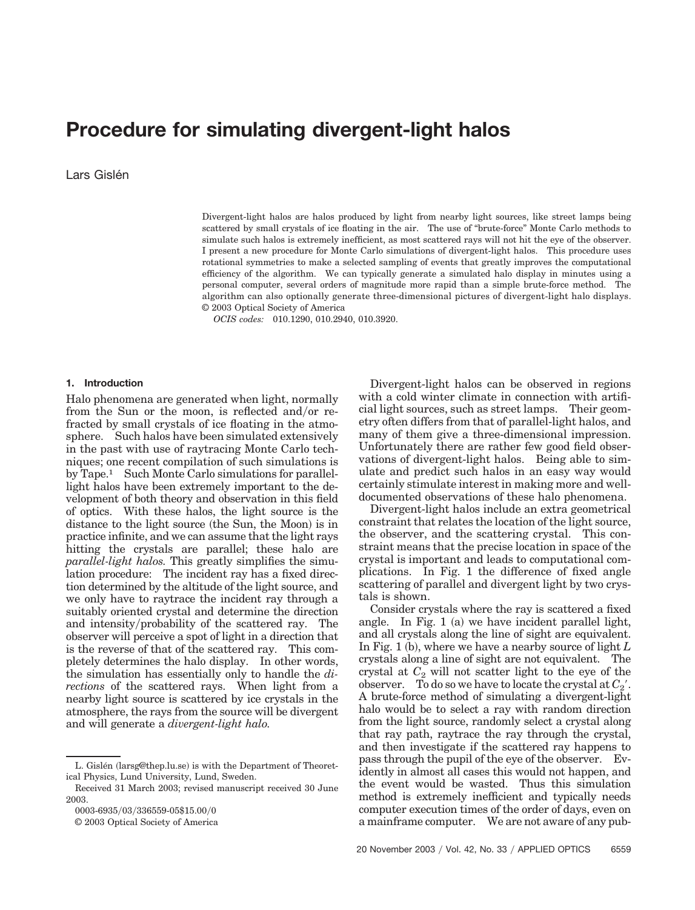# Procedure for simulating divergent-light halos

Lars Gislén

Divergent-light halos are halos produced by light from nearby light sources, like street lamps being scattered by small crystals of ice floating in the air. The use of "brute-force" Monte Carlo methods to simulate such halos is extremely inefficient, as most scattered rays will not hit the eye of the observer. I present a new procedure for Monte Carlo simulations of divergent-light halos. This procedure uses rotational symmetries to make a selected sampling of events that greatly improves the computational efficiency of the algorithm. We can typically generate a simulated halo display in minutes using a personal computer, several orders of magnitude more rapid than a simple brute-force method. The algorithm can also optionally generate three-dimensional pictures of divergent-light halo displays. © 2003 Optical Society of America

*OCIS codes:* 010.1290, 010.2940, 010.3920.

## 1. Introduction

Halo phenomena are generated when light, normally from the Sun or the moon, is reflected and/or refracted by small crystals of ice floating in the atmosphere. Such halos have been simulated extensively in the past with use of raytracing Monte Carlo techniques; one recent compilation of such simulations is by Tape.[1] Such Monte Carlo simulations for parallel-light halos have been extremely important to the development of both theory and observation in this field of optics. With these halos, the light source is the distance to the light source (the Sun, the Moon) is in practice infinite, and we can assume that the light rays hitting the crystals are parallel; these halo are *parallel-light halos.* This greatly simplifies the simulation procedure: The incident ray has a fixed direction determined by the altitude of the light source, and we only have to raytrace the incident ray through a suitably oriented crystal and determine the direction and intensity/probability of the scattered ray. The observer will perceive a spot of light in a direction that is the reverse of that of the scattered ray. This completely determines the halo display. In other words, the simulation has essentially only to handle the *directions* of the scattered rays. When light from a nearby light source is scattered by ice crystals in the atmosphere, the rays from the source will be divergent and will generate a *divergent-light halo.*

Divergent-light halos can be observed in regions with a cold winter climate in connection with artificial light sources, such as street lamps. Their geometry often differs from that of parallel-light halos, and many of them give a three-dimensional impression. Unfortunately there are rather few good field observations of divergent-light halos. Being able to simulate and predict such halos in an easy way would certainly stimulate interest in making more and well-documented observations of these halo phenomena.

Divergent-light halos include an extra geometrical constraint that relates the location of the light source, the observer, and the scattering crystal. This constraint means that the precise location in space of the crystal is important and leads to computational complications. In Fig. 1 the difference of fixed angle scattering of parallel and divergent light by two crystals is shown.

Consider crystals where the ray is scattered a fixed angle. In Fig. 1 (a) we have incident parallel light, and all crystals along the line of sight are equivalent. In Fig. 1 (b), where we have a nearby source of light $L$ crystals along a line of sight are not equivalent. The crystal at $C_2$ will not scatter light to the eye of the observer. To do so we have to locate the crystal at $C_2'$. A brute-force method of simulating a divergent-light halo would be to select a ray with random direction from the light source, randomly select a crystal along that ray path, raytrace the ray through the crystal, and then investigate if the scattered ray happens to pass through the pupil of the eye of the observer. Evidently in almost all cases this would not happen, and the event would be wasted. Thus this simulation method is extremely inefficient and typically needs computer execution times of the order of days, even on a mainframe computer. We are not aware of any pub-

L. Gislén (larsg@thep.lu.se) is with the Department of Theoretical Physics, Lund University, Lund, Sweden.

Received 31 March 2003; revised manuscript received 30 June 2003.

0003-6935/03/336559-05$15.00/0

© 2003 Optical Society of America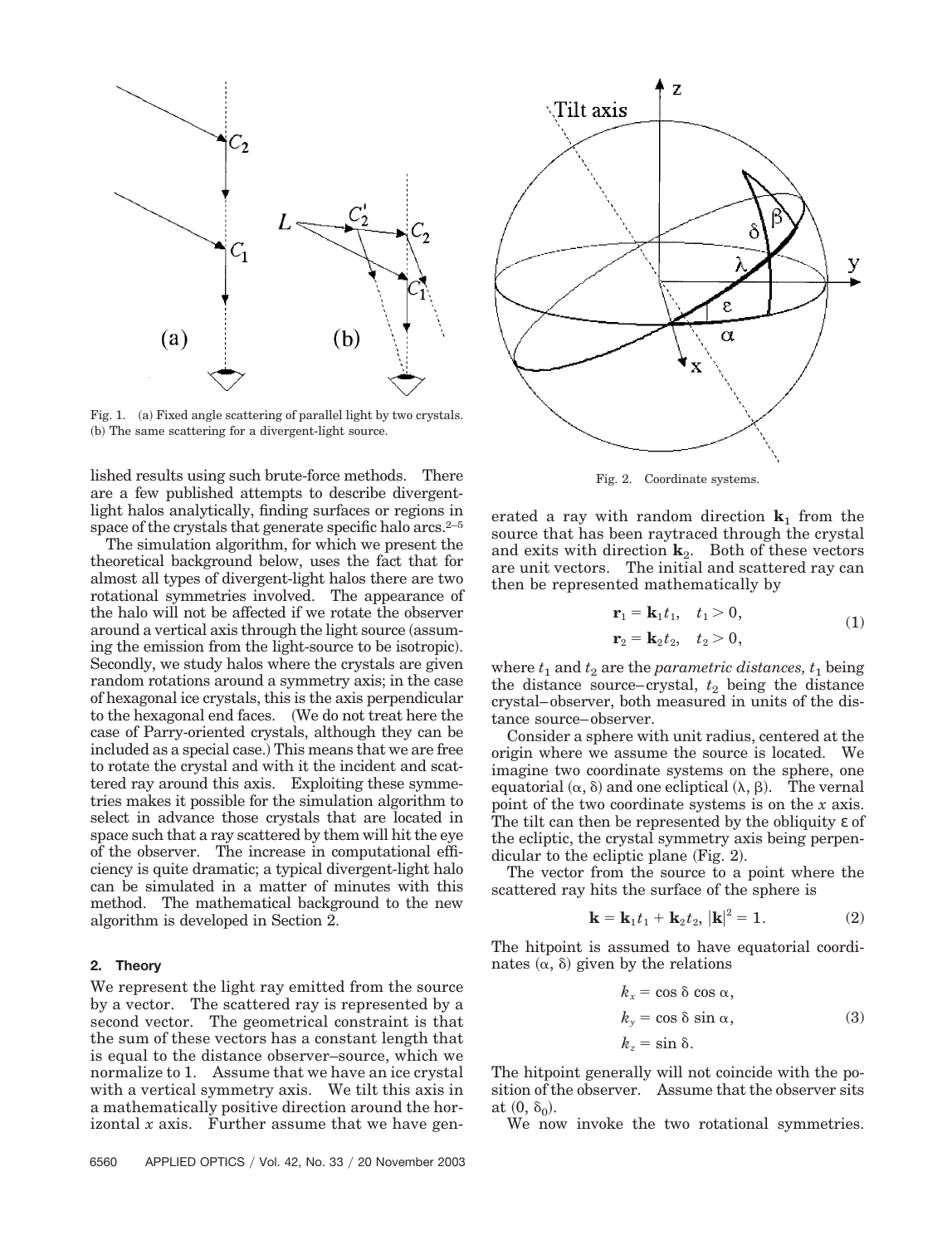Fig. 1. (a) Fixed angle scattering of parallel light by two crystals. (b) The same scattering for a divergent-light source.

lished results using such brute-force methods. There are a few published attempts to describe divergent-light halos analytically, finding surfaces or regions in space of the crystals that generate specific halo arcs.[2–5]

The simulation algorithm, for which we present the theoretical background below, uses the fact that for almost all types of divergent-light halos there are two rotational symmetries involved. The appearance of the halo will not be affected if we rotate the observer around a vertical axis through the light source (assuming the emission from the light-source to be isotropic). Secondly, we study halos where the crystals are given random rotations around a symmetry axis; in the case of hexagonal ice crystals, this is the axis perpendicular to the hexagonal end faces. (We do not treat here the case of Parry-oriented crystals, although they can be included as a special case.) This means that we are free to rotate the crystal and with it the incident and scattered ray around this axis. Exploiting these symmetries makes it possible for the simulation algorithm to select in advance those crystals that are located in space such that a ray scattered by them will hit the eye of the observer. The increase in computational efficiency is quite dramatic; a typical divergent-light halo can be simulated in a matter of minutes with this method. The mathematical background to the new algorithm is developed in Section 2.

## 2. Theory

We represent the light ray emitted from the source by a vector. The scattered ray is represented by a second vector. The geometrical constraint is that the sum of these vectors has a constant length that is equal to the distance observer–source, which we normalize to 1. Assume that we have an ice crystal with a vertical symmetry axis. We tilt this axis in a mathematically positive direction around the horizontal $x$ axis. Further assume that we have generated a ray with random direction $\mathbf{k}_1$ from the source that has been raytraced through the crystal and exits with direction $\mathbf{k}_2$. Both of these vectors are unit vectors. The initial and scattered ray can then be represented mathematically by

$$\begin{aligned} \mathbf{r}_1 &= \mathbf{k}_1 t_1, \quad t_1 > 0, \\ \mathbf{r}_2 &= \mathbf{k}_2 t_2, \quad t_2 > 0, \end{aligned} \tag{1}$$

where $t_1$ and $t_2$ are the *parametric distances,* $t_1$ being the distance source–crystal, $t_2$ being the distance crystal–observer, both measured in units of the distance source–observer.

Consider a sphere with unit radius, centered at the origin where we assume the source is located. We imagine two coordinate systems on the sphere, one equatorial $(\alpha, \delta)$ and one ecliptical $(\lambda, \beta)$. The vernal point of the two coordinate systems is on the $x$ axis. The tilt can then be represented by the obliquity $\varepsilon$ of the ecliptic, the crystal symmetry axis being perpendicular to the ecliptic plane (Fig. 2).

Fig. 2. Coordinate systems.

The vector from the source to a point where the scattered ray hits the surface of the sphere is

$$\mathbf{k} = \mathbf{k}_1 t_1 + \mathbf{k}_2 t_2, \; |\mathbf{k}|^2 = 1. \tag{2}$$

The hitpoint is assumed to have equatorial coordinates $(\alpha, \delta)$ given by the relations

$$\begin{aligned} k_x &= \cos \delta \cos \alpha, \\ k_y &= \cos \delta \sin \alpha, \\ k_z &= \sin \delta. \end{aligned} \tag{3}$$

The hitpoint generally will not coincide with the position of the observer. Assume that the observer sits at $(0, \delta_0)$.

We now invoke the two rotational symmetries.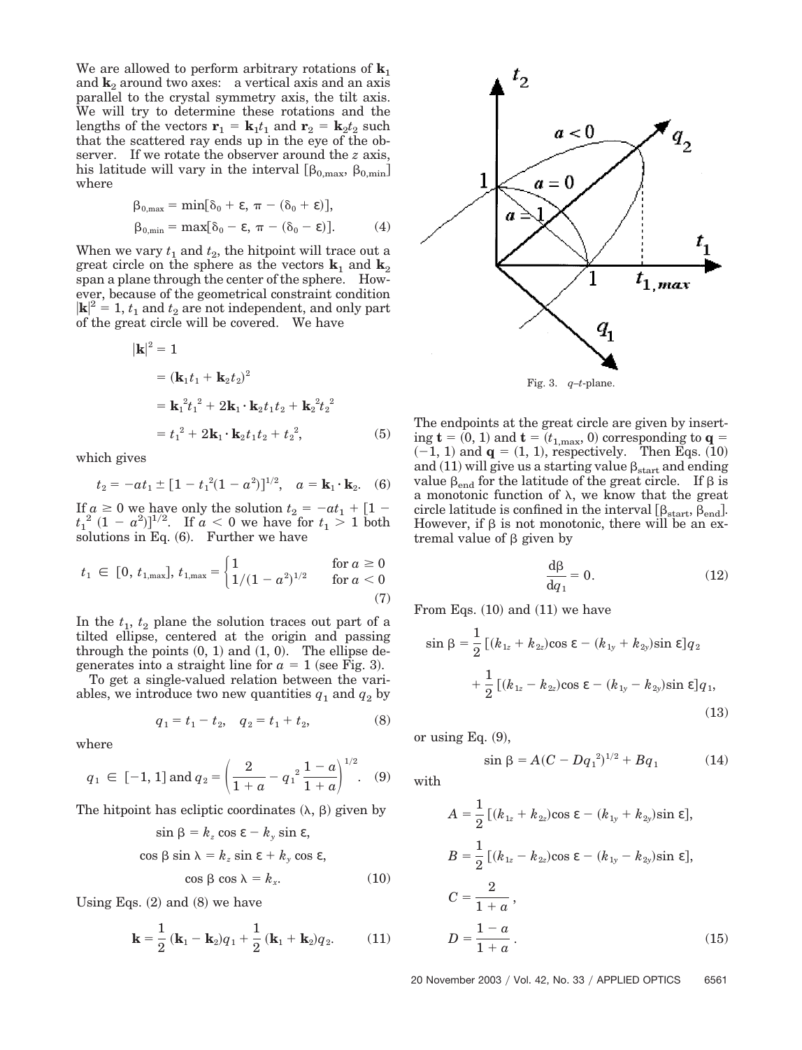We are allowed to perform arbitrary rotations of $\mathbf{k}_1$ and $\mathbf{k}_2$ around two axes: a vertical axis and an axis parallel to the crystal symmetry axis, the tilt axis. We will try to determine these rotations and the lengths of the vectors $\mathbf{r}_1 = \mathbf{k}_1 t_1$ and $\mathbf{r}_2 = \mathbf{k}_2 t_2$ such that the scattered ray ends up in the eye of the observer. If we rotate the observer around the $z$ axis, his latitude will vary in the interval $[\beta_{0,\max}, \beta_{0,\min}]$ where

$$\beta_{0,\max} = \min[\delta_0 + \varepsilon, \pi - (\delta_0 + \varepsilon)],$$
$$\beta_{0,\min} = \max[\delta_0 - \varepsilon, \pi - (\delta_0 - \varepsilon)]. \tag{4}$$

When we vary $t_1$ and $t_2$, the hitpoint will trace out a great circle on the sphere as the vectors $\mathbf{k}_1$ and $\mathbf{k}_2$ span a plane through the center of the sphere. However, because of the geometrical constraint condition $|\mathbf{k}|^2 = 1$, $t_1$ and $t_2$ are not independent, and only part of the great circle will be covered. We have

$$\begin{aligned}
|\mathbf{k}|^2 &= 1 \\
&= (\mathbf{k}_1 t_1 + \mathbf{k}_2 t_2)^2 \\
&= \mathbf{k}_1^2 t_1^2 + 2\mathbf{k}_1 \cdot \mathbf{k}_2 t_1 t_2 + \mathbf{k}_2^2 t_2^2 \\
&= t_1^2 + 2\mathbf{k}_1 \cdot \mathbf{k}_2 t_1 t_2 + t_2^2,
\end{aligned} \tag{5}$$

which gives

$$t_2 = -a t_1 \pm [1 - t_1^2(1 - a^2)]^{1/2}, \quad a = \mathbf{k}_1 \cdot \mathbf{k}_2. \tag{6}$$

If $a \geq 0$ we have only the solution $t_2 = -a t_1 + [1 - t_1^2(1 - a^2)]^{1/2}$. If $a < 0$ we have for $t_1 > 1$ both solutions in Eq. (6). Further we have

$$t_1 \in [0, t_{1,\max}], \; t_{1,\max} = \begin{cases} 1 & \text{for } a \geq 0 \\ 1/(1 - a^2)^{1/2} & \text{for } a < 0 \end{cases} \tag{7}$$

In the $t_1$, $t_2$ plane the solution traces out part of a tilted ellipse, centered at the origin and passing through the points (0, 1) and (1, 0). The ellipse degenerates into a straight line for $a = 1$ (see Fig. 3).

To get a single-valued relation between the variables, we introduce two new quantities $q_1$ and $q_2$ by

$$q_1 = t_1 - t_2, \quad q_2 = t_1 + t_2, \tag{8}$$

where

$$q_1 \in [-1, 1] \text{ and } q_2 = \left(\frac{2}{1 + a} - q_1^2 \frac{1 - a}{1 + a}\right)^{1/2}. \tag{9}$$

The hitpoint has ecliptic coordinates $(\lambda, \beta)$ given by

$$\begin{aligned}
\sin\beta &= k_z \cos\varepsilon - k_y \sin\varepsilon, \\
\cos\beta \sin\lambda &= k_z \sin\varepsilon + k_y \cos\varepsilon, \\
\cos\beta \cos\lambda &= k_x.
\end{aligned} \tag{10}$$

Using Eqs. (2) and (8) we have

$$\mathbf{k} = \frac{1}{2}(\mathbf{k}_1 - \mathbf{k}_2) q_1 + \frac{1}{2}(\mathbf{k}_1 + \mathbf{k}_2) q_2. \tag{11}$$

Fig. 3. $q$–$t$-plane.

The endpoints at the great circle are given by inserting $\mathbf{t} = (0, 1)$ and $\mathbf{t} = (t_{1,\max}, 0)$ corresponding to $\mathbf{q} = (-1, 1)$ and $\mathbf{q} = (1, 1)$, respectively. Then Eqs. (10) and (11) will give us a starting value $\beta_{\text{start}}$ and ending value $\beta_{\text{end}}$ for the latitude of the great circle. If $\beta$ is a monotonic function of $\lambda$, we know that the great circle latitude is confined in the interval $[\beta_{\text{start}}, \beta_{\text{end}}]$. However, if $\beta$ is not monotonic, there will be an extremal value of $\beta$ given by

$$\frac{d\beta}{dq_1} = 0. \tag{12}$$

From Eqs. (10) and (11) we have

$$\begin{aligned}
\sin\beta = &\frac{1}{2}[(k_{1z} + k_{2z})\cos\varepsilon - (k_{1y} + k_{2y})\sin\varepsilon] q_2 \\
&+ \frac{1}{2}[(k_{1z} - k_{2z})\cos\varepsilon - (k_{1y} - k_{2y})\sin\varepsilon] q_1,
\end{aligned} \tag{13}$$

or using Eq. (9),

$$\sin\beta = A(C - D q_1^2)^{1/2} + B q_1 \tag{14}$$

with

$$\begin{aligned}
A &= \frac{1}{2}[(k_{1z} + k_{2z})\cos\varepsilon - (k_{1y} + k_{2y})\sin\varepsilon], \\
B &= \frac{1}{2}[(k_{1z} - k_{2z})\cos\varepsilon - (k_{1y} - k_{2y})\sin\varepsilon], \\
C &= \frac{2}{1 + a}, \\
D &= \frac{1 - a}{1 + a}.
\end{aligned} \tag{15}$$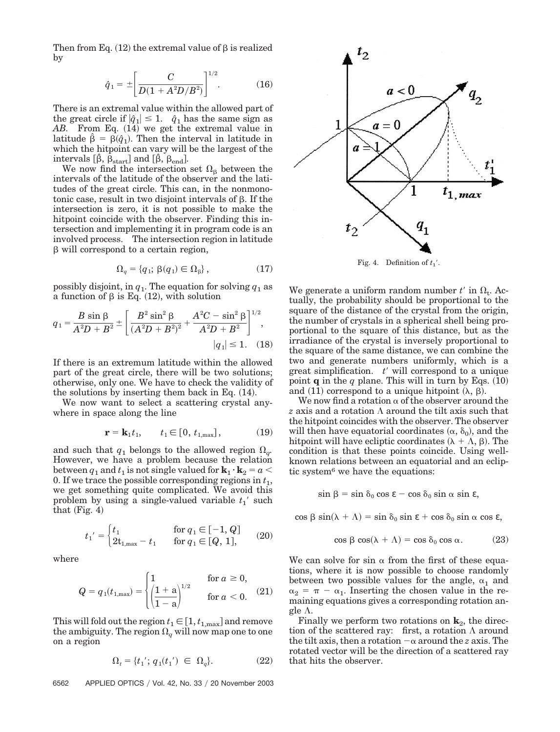Then from Eq. (12) the extremal value of β is realized by

$$\hat{q}_1 = \pm\left[\frac{C}{D(1 + A^2D/B^2)}\right]^{1/2}. \qquad (16)$$

There is an extremal value within the allowed part of the great circle if $|\hat{q}_1| \leq 1$. $\hat{q}_1$ has the same sign as $AB$. From Eq. (14) we get the extremal value in latitude $\hat{\beta} = \beta(\hat{q}_1)$. Then the interval in latitude in which the hitpoint can vary will be the largest of the intervals $[\hat{\beta}, \beta_{\text{start}}]$ and $[\hat{\beta}, \beta_{\text{end}}]$.

We now find the intersection set $\Omega_\beta$ between the intervals of the latitude of the observer and the latitudes of the great circle. This can, in the nonmonotonic case, result in two disjoint intervals of β. If the intersection is zero, it is not possible to make the hitpoint coincide with the observer. Finding this intersection and implementing it in program code is an involved process. The intersection region in latitude β will correspond to a certain region,

$$\Omega_q = \{q_1;\ \beta(q_1) \in \Omega_\beta\}, \qquad (17)$$

possibly disjoint, in $q_1$. The equation for solving $q_1$ as a function of β is Eq. (12), with solution

$$q_1 = \frac{B\sin\beta}{A^2D + B^2} \pm \left[\frac{B^2\sin^2\beta}{(A^2D + B^2)^2} + \frac{A^2C - \sin^2\beta}{A^2D + B^2}\right]^{1/2}, \quad |q_1| \leq 1. \qquad (18)$$

If there is an extremum latitude within the allowed part of the great circle, there will be two solutions; otherwise, only one. We have to check the validity of the solutions by inserting them back in Eq. (14).

We now want to select a scattering crystal anywhere in space along the line

$$\mathbf{r} = \mathbf{k}_1 t_1, \qquad t_1 \in [0,\ t_{1,\max}], \qquad (19)$$

and such that $q_1$ belongs to the allowed region $\Omega_q$. However, we have a problem because the relation between $q_1$ and $t_1$ is not single valued for $\mathbf{k}_1 \cdot \mathbf{k}_2 = a < 0$. If we trace the possible corresponding regions in $t_1$, we get something quite complicated. We avoid this problem by using a single-valued variable $t_1'$ such that (Fig. 4)

$$t_1' = \begin{cases} t_1 & \text{for } q_1 \in [-1, Q] \\ 2t_{1,\max} - t_1 & \text{for } q_1 \in [Q, 1], \end{cases} \qquad (20)$$

where

$$Q = q_1(t_{1,\max}) = \begin{cases} 1 & \text{for } a \geq 0, \\ \left(\dfrac{1 + a}{1 - a}\right)^{1/2} & \text{for } a < 0. \end{cases} \qquad (21)$$

This will fold out the region $t_1 \in [1, t_{1,\max}]$ and remove the ambiguity. The region $\Omega_q$ will now map one to one on a region

$$\Omega_t = \{t_1';\ q_1(t_1') \in \Omega_q\}. \qquad (22)$$

Fig. 4. Definition of $t_1'$.

We generate a uniform random number $t'$ in $\Omega_t$. Actually, the probability should be proportional to the square of the distance of the crystal from the origin, the number of crystals in a spherical shell being proportional to the square of this distance, but as the irradiance of the crystal is inversely proportional to the square of the same distance, we can combine the two and generate numbers uniformly, which is a great simplification. $t'$ will correspond to a unique point $\mathbf{q}$ in the $q$ plane. This will in turn by Eqs. (10) and (11) correspond to a unique hitpoint (λ, β).

We now find a rotation α of the observer around the $z$ axis and a rotation Λ around the tilt axis such that the hitpoint coincides with the observer. The observer will then have equatorial coordinates $(\alpha, \delta_0)$, and the hitpoint will have ecliptic coordinates $(\lambda + \Lambda, \beta)$. The condition is that these points coincide. Using well-known relations between an equatorial and an ecliptic system[6] we have the equations:

$$\sin\beta = \sin\delta_0\cos\varepsilon - \cos\delta_0\sin\alpha\sin\varepsilon,$$

$$\cos\beta\sin(\lambda + \Lambda) = \sin\delta_0\sin\varepsilon + \cos\delta_0\sin\alpha\cos\varepsilon,$$

$$\cos\beta\cos(\lambda + \Lambda) = \cos\delta_0\cos\alpha. \qquad (23)$$

We can solve for sin α from the first of these equations, where it is now possible to choose randomly between two possible values for the angle, $\alpha_1$ and $\alpha_2 = \pi - \alpha_1$. Inserting the chosen value in the remaining equations gives a corresponding rotation angle Λ.

Finally we perform two rotations on $\mathbf{k}_2$, the direction of the scattered ray: first, a rotation Λ around the tilt axis, then a rotation $-\alpha$ around the $z$ axis. The rotated vector will be the direction of a scattered ray that hits the observer.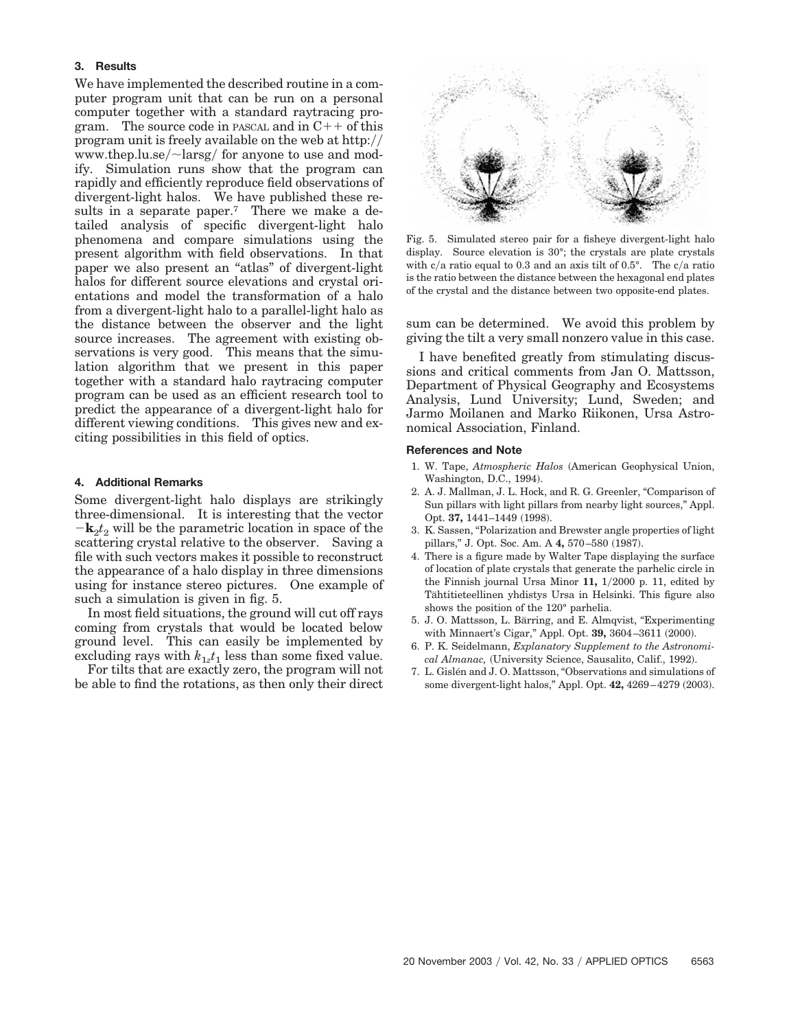### 3. Results

We have implemented the described routine in a computer program unit that can be run on a personal computer together with a standard raytracing program. The source code in PASCAL and in C++ of this program unit is freely available on the web at http://www.thep.lu.se/~larsg/ for anyone to use and modify. Simulation runs show that the program can rapidly and efficiently reproduce field observations of divergent-light halos. We have published these results in a separate paper.[7] There we make a detailed analysis of specific divergent-light halo phenomena and compare simulations using the present algorithm with field observations. In that paper we also present an "atlas" of divergent-light halos for different source elevations and crystal orientations and model the transformation of a halo from a divergent-light halo to a parallel-light halo as the distance between the observer and the light source increases. The agreement with existing observations is very good. This means that the simulation algorithm that we present in this paper together with a standard halo raytracing computer program can be used as an efficient research tool to predict the appearance of a divergent-light halo for different viewing conditions. This gives new and exciting possibilities in this field of optics.

### 4. Additional Remarks

Some divergent-light halo displays are strikingly three-dimensional. It is interesting that the vector $-\mathbf{k}_2 t_2$ will be the parametric location in space of the scattering crystal relative to the observer. Saving a file with such vectors makes it possible to reconstruct the appearance of a halo display in three dimensions using for instance stereo pictures. One example of such a simulation is given in fig. 5.

In most field situations, the ground will cut off rays coming from crystals that would be located below ground level. This can easily be implemented by excluding rays with $k_{1z} t_1$ less than some fixed value.

For tilts that are exactly zero, the program will not be able to find the rotations, as then only their direct sum can be determined. We avoid this problem by giving the tilt a very small nonzero value in this case.

Fig. 5. Simulated stereo pair for a fisheye divergent-light halo display. Source elevation is 30°; the crystals are plate crystals with c/a ratio equal to 0.3 and an axis tilt of 0.5°. The c/a ratio is the ratio between the distance between the hexagonal end plates of the crystal and the distance between two opposite-end plates.

I have benefited greatly from stimulating discussions and critical comments from Jan O. Mattsson, Department of Physical Geography and Ecosystems Analysis, Lund University; Lund, Sweden; and Jarmo Moilanen and Marko Riikonen, Ursa Astronomical Association, Finland.

### References and Note

1. W. Tape, *Atmospheric Halos* (American Geophysical Union, Washington, D.C., 1994).
2. A. J. Mallman, J. L. Hock, and R. G. Greenler, "Comparison of Sun pillars with light pillars from nearby light sources," Appl. Opt. **37,** 1441–1449 (1998).
3. K. Sassen, "Polarization and Brewster angle properties of light pillars," J. Opt. Soc. Am. A **4,** 570–580 (1987).
4. There is a figure made by Walter Tape displaying the surface of location of plate crystals that generate the parhelic circle in the Finnish journal Ursa Minor **11,** 1/2000 p. 11, edited by Tähtitieteellinen yhdistys Ursa in Helsinki. This figure also shows the position of the 120° parhelia.
5. J. O. Mattsson, L. Bärring, and E. Almqvist, "Experimenting with Minnaert's Cigar," Appl. Opt. **39,** 3604–3611 (2000).
6. P. K. Seidelmann, *Explanatory Supplement to the Astronomical Almanac,* (University Science, Sausalito, Calif., 1992).
7. L. Gislén and J. O. Mattsson, "Observations and simulations of some divergent-light halos," Appl. Opt. **42,** 4269–4279 (2003).